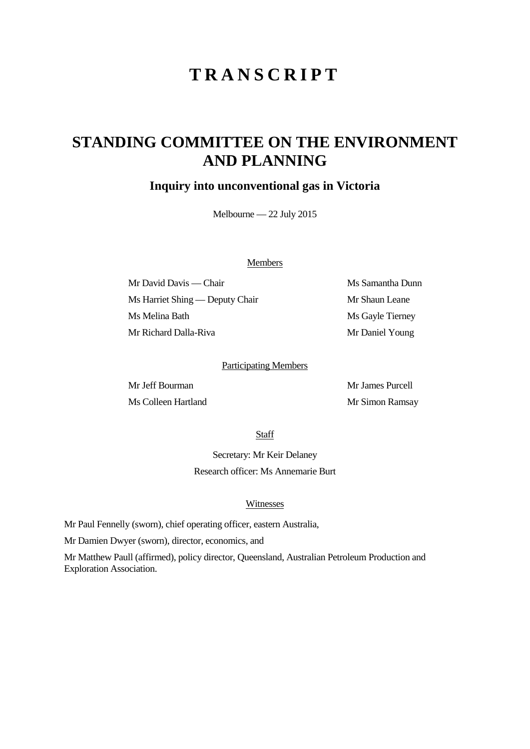# TRANSCRIPT

## STANDING COMMITTEE ON THE ENVIRONMENT AND PLANNING

### Inquiry into unconventional gas in Victoria

Melbourne — 22 July 2015

Members

Mr David Davis — Chair

Ms Harriet Shing — Deputy Chair

Ms Melina Bath

Mr Richard Dalla-Riva

Ms Samantha Dunn

Mr Shaun Leane

Ms Gayle Tierney

Mr Daniel Young

Participating Members

Mr Jeff Bourman

Ms Colleen Hartland

Mr James Purcell

Mr Simon Ramsay

Staff

Secretary: Mr Keir Delaney

Research officer: Ms Annemarie Burt

Witnesses

Mr Paul Fennelly (sworn), chief operating officer, eastern Australia,

Mr Damien Dwyer (sworn), director, economics, and

Mr Matthew Paull (affirmed), policy director, Queensland, Australian Petroleum Production and Exploration Association.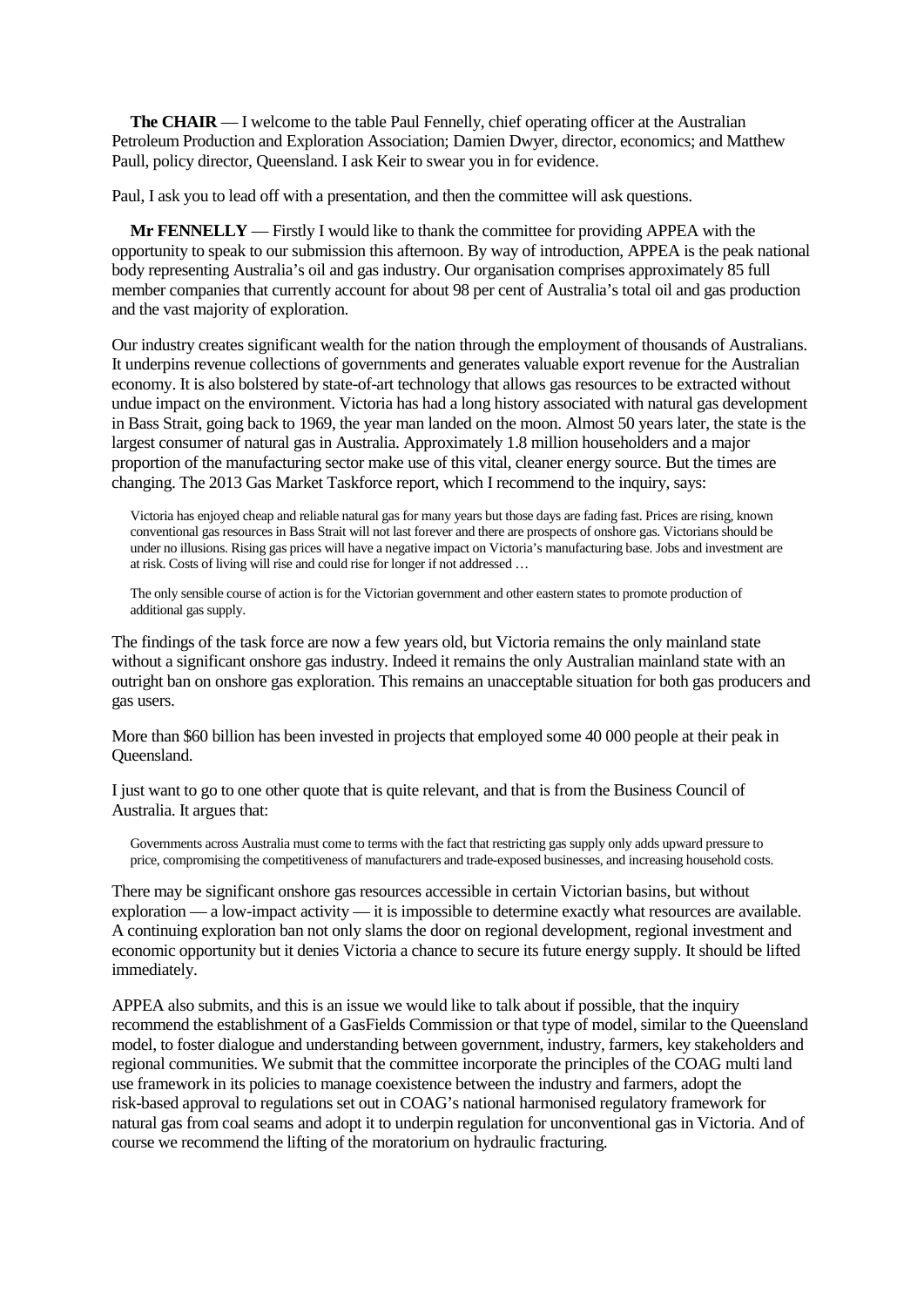**The CHAIR** — I welcome to the table Paul Fennelly, chief operating officer at the Australian Petroleum Production and Exploration Association; Damien Dwyer, director, economics; and Matthew Paull, policy director, Queensland. I ask Keir to swear you in for evidence.

Paul, I ask you to lead off with a presentation, and then the committee will ask questions.

**Mr FENNELLY** — Firstly I would like to thank the committee for providing APPEA with the opportunity to speak to our submission this afternoon. By way of introduction, APPEA is the peak national body representing Australia's oil and gas industry. Our organisation comprises approximately 85 full member companies that currently account for about 98 per cent of Australia's total oil and gas production and the vast majority of exploration.

Our industry creates significant wealth for the nation through the employment of thousands of Australians. It underpins revenue collections of governments and generates valuable export revenue for the Australian economy. It is also bolstered by state-of-art technology that allows gas resources to be extracted without undue impact on the environment. Victoria has had a long history associated with natural gas development in Bass Strait, going back to 1969, the year man landed on the moon. Almost 50 years later, the state is the largest consumer of natural gas in Australia. Approximately 1.8 million householders and a major proportion of the manufacturing sector make use of this vital, cleaner energy source. But the times are changing. The 2013 Gas Market Taskforce report, which I recommend to the inquiry, says:

> Victoria has enjoyed cheap and reliable natural gas for many years but those days are fading fast. Prices are rising, known conventional gas resources in Bass Strait will not last forever and there are prospects of onshore gas. Victorians should be under no illusions. Rising gas prices will have a negative impact on Victoria's manufacturing base. Jobs and investment are at risk. Costs of living will rise and could rise for longer if not addressed …
>
> The only sensible course of action is for the Victorian government and other eastern states to promote production of additional gas supply.

The findings of the task force are now a few years old, but Victoria remains the only mainland state without a significant onshore gas industry. Indeed it remains the only Australian mainland state with an outright ban on onshore gas exploration. This remains an unacceptable situation for both gas producers and gas users.

More than $60 billion has been invested in projects that employed some 40 000 people at their peak in Queensland.

I just want to go to one other quote that is quite relevant, and that is from the Business Council of Australia. It argues that:

> Governments across Australia must come to terms with the fact that restricting gas supply only adds upward pressure to price, compromising the competitiveness of manufacturers and trade-exposed businesses, and increasing household costs.

There may be significant onshore gas resources accessible in certain Victorian basins, but without exploration — a low-impact activity — it is impossible to determine exactly what resources are available. A continuing exploration ban not only slams the door on regional development, regional investment and economic opportunity but it denies Victoria a chance to secure its future energy supply. It should be lifted immediately.

APPEA also submits, and this is an issue we would like to talk about if possible, that the inquiry recommend the establishment of a GasFields Commission or that type of model, similar to the Queensland model, to foster dialogue and understanding between government, industry, farmers, key stakeholders and regional communities. We submit that the committee incorporate the principles of the COAG multi land use framework in its policies to manage coexistence between the industry and farmers, adopt the risk-based approval to regulations set out in COAG's national harmonised regulatory framework for natural gas from coal seams and adopt it to underpin regulation for unconventional gas in Victoria. And of course we recommend the lifting of the moratorium on hydraulic fracturing.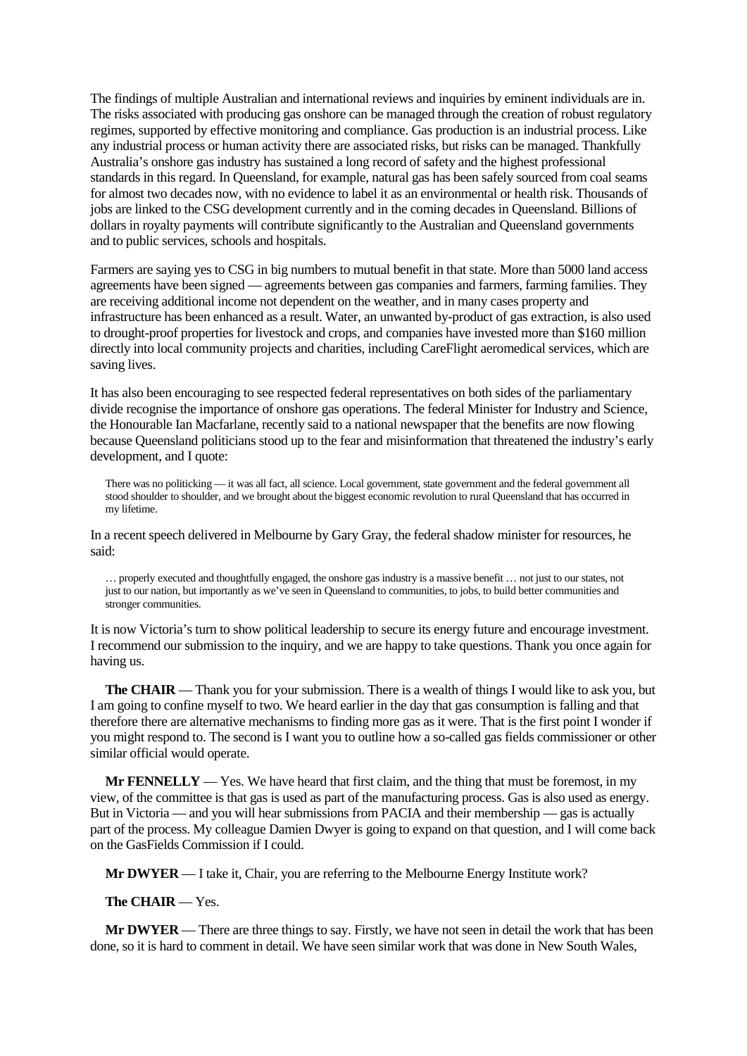The findings of multiple Australian and international reviews and inquiries by eminent individuals are in. The risks associated with producing gas onshore can be managed through the creation of robust regulatory regimes, supported by effective monitoring and compliance. Gas production is an industrial process. Like any industrial process or human activity there are associated risks, but risks can be managed. Thankfully Australia's onshore gas industry has sustained a long record of safety and the highest professional standards in this regard. In Queensland, for example, natural gas has been safely sourced from coal seams for almost two decades now, with no evidence to label it as an environmental or health risk. Thousands of jobs are linked to the CSG development currently and in the coming decades in Queensland. Billions of dollars in royalty payments will contribute significantly to the Australian and Queensland governments and to public services, schools and hospitals.

Farmers are saying yes to CSG in big numbers to mutual benefit in that state. More than 5000 land access agreements have been signed — agreements between gas companies and farmers, farming families. They are receiving additional income not dependent on the weather, and in many cases property and infrastructure has been enhanced as a result. Water, an unwanted by-product of gas extraction, is also used to drought-proof properties for livestock and crops, and companies have invested more than $160 million directly into local community projects and charities, including CareFlight aeromedical services, which are saving lives.

It has also been encouraging to see respected federal representatives on both sides of the parliamentary divide recognise the importance of onshore gas operations. The federal Minister for Industry and Science, the Honourable Ian Macfarlane, recently said to a national newspaper that the benefits are now flowing because Queensland politicians stood up to the fear and misinformation that threatened the industry's early development, and I quote:

> There was no politicking — it was all fact, all science. Local government, state government and the federal government all stood shoulder to shoulder, and we brought about the biggest economic revolution to rural Queensland that has occurred in my lifetime.

In a recent speech delivered in Melbourne by Gary Gray, the federal shadow minister for resources, he said:

> … properly executed and thoughtfully engaged, the onshore gas industry is a massive benefit … not just to our states, not just to our nation, but importantly as we've seen in Queensland to communities, to jobs, to build better communities and stronger communities.

It is now Victoria's turn to show political leadership to secure its energy future and encourage investment. I recommend our submission to the inquiry, and we are happy to take questions. Thank you once again for having us.

**The CHAIR** — Thank you for your submission. There is a wealth of things I would like to ask you, but I am going to confine myself to two. We heard earlier in the day that gas consumption is falling and that therefore there are alternative mechanisms to finding more gas as it were. That is the first point I wonder if you might respond to. The second is I want you to outline how a so-called gas fields commissioner or other similar official would operate.

**Mr FENNELLY** — Yes. We have heard that first claim, and the thing that must be foremost, in my view, of the committee is that gas is used as part of the manufacturing process. Gas is also used as energy. But in Victoria — and you will hear submissions from PACIA and their membership — gas is actually part of the process. My colleague Damien Dwyer is going to expand on that question, and I will come back on the GasFields Commission if I could.

**Mr DWYER** — I take it, Chair, you are referring to the Melbourne Energy Institute work?

**The CHAIR** — Yes.

**Mr DWYER** — There are three things to say. Firstly, we have not seen in detail the work that has been done, so it is hard to comment in detail. We have seen similar work that was done in New South Wales,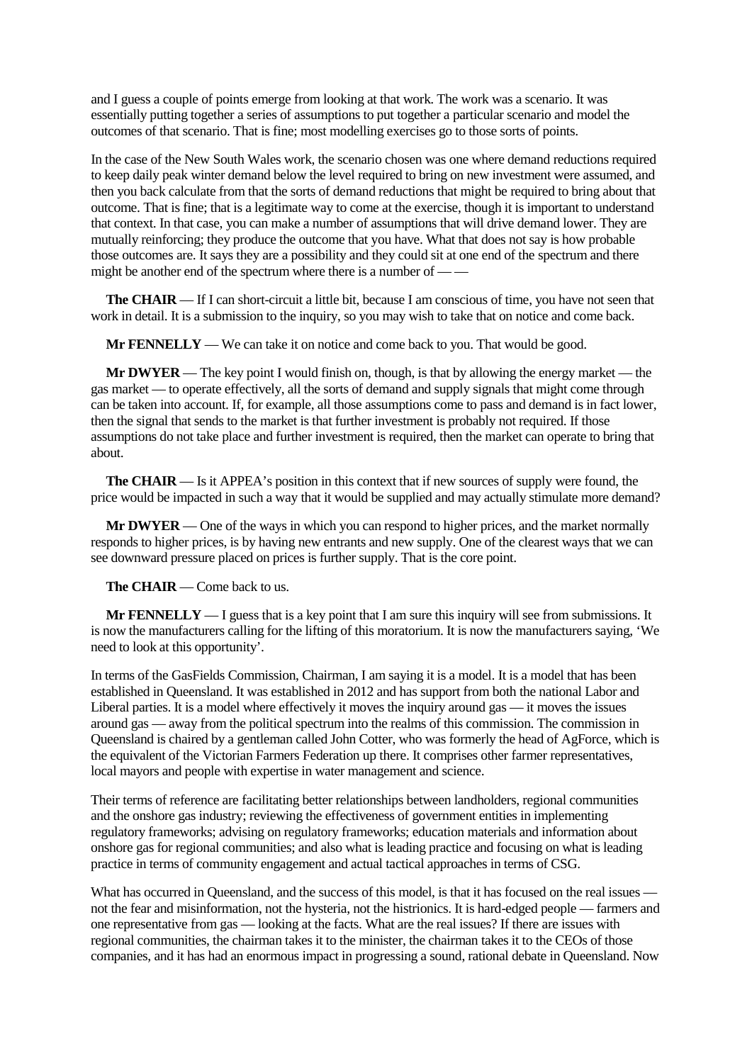and I guess a couple of points emerge from looking at that work. The work was a scenario. It was essentially putting together a series of assumptions to put together a particular scenario and model the outcomes of that scenario. That is fine; most modelling exercises go to those sorts of points.

In the case of the New South Wales work, the scenario chosen was one where demand reductions required to keep daily peak winter demand below the level required to bring on new investment were assumed, and then you back calculate from that the sorts of demand reductions that might be required to bring about that outcome. That is fine; that is a legitimate way to come at the exercise, though it is important to understand that context. In that case, you can make a number of assumptions that will drive demand lower. They are mutually reinforcing; they produce the outcome that you have. What that does not say is how probable those outcomes are. It says they are a possibility and they could sit at one end of the spectrum and there might be another end of the spectrum where there is a number of — —

**The CHAIR** — If I can short-circuit a little bit, because I am conscious of time, you have not seen that work in detail. It is a submission to the inquiry, so you may wish to take that on notice and come back.

**Mr FENNELLY** — We can take it on notice and come back to you. That would be good.

**Mr DWYER** — The key point I would finish on, though, is that by allowing the energy market — the gas market — to operate effectively, all the sorts of demand and supply signals that might come through can be taken into account. If, for example, all those assumptions come to pass and demand is in fact lower, then the signal that sends to the market is that further investment is probably not required. If those assumptions do not take place and further investment is required, then the market can operate to bring that about.

**The CHAIR** — Is it APPEA's position in this context that if new sources of supply were found, the price would be impacted in such a way that it would be supplied and may actually stimulate more demand?

**Mr DWYER** — One of the ways in which you can respond to higher prices, and the market normally responds to higher prices, is by having new entrants and new supply. One of the clearest ways that we can see downward pressure placed on prices is further supply. That is the core point.

**The CHAIR** — Come back to us.

**Mr FENNELLY** — I guess that is a key point that I am sure this inquiry will see from submissions. It is now the manufacturers calling for the lifting of this moratorium. It is now the manufacturers saying, 'We need to look at this opportunity'.

In terms of the GasFields Commission, Chairman, I am saying it is a model. It is a model that has been established in Queensland. It was established in 2012 and has support from both the national Labor and Liberal parties. It is a model where effectively it moves the inquiry around gas — it moves the issues around gas — away from the political spectrum into the realms of this commission. The commission in Queensland is chaired by a gentleman called John Cotter, who was formerly the head of AgForce, which is the equivalent of the Victorian Farmers Federation up there. It comprises other farmer representatives, local mayors and people with expertise in water management and science.

Their terms of reference are facilitating better relationships between landholders, regional communities and the onshore gas industry; reviewing the effectiveness of government entities in implementing regulatory frameworks; advising on regulatory frameworks; education materials and information about onshore gas for regional communities; and also what is leading practice and focusing on what is leading practice in terms of community engagement and actual tactical approaches in terms of CSG.

What has occurred in Queensland, and the success of this model, is that it has focused on the real issues — not the fear and misinformation, not the hysteria, not the histrionics. It is hard-edged people — farmers and one representative from gas — looking at the facts. What are the real issues? If there are issues with regional communities, the chairman takes it to the minister, the chairman takes it to the CEOs of those companies, and it has had an enormous impact in progressing a sound, rational debate in Queensland. Now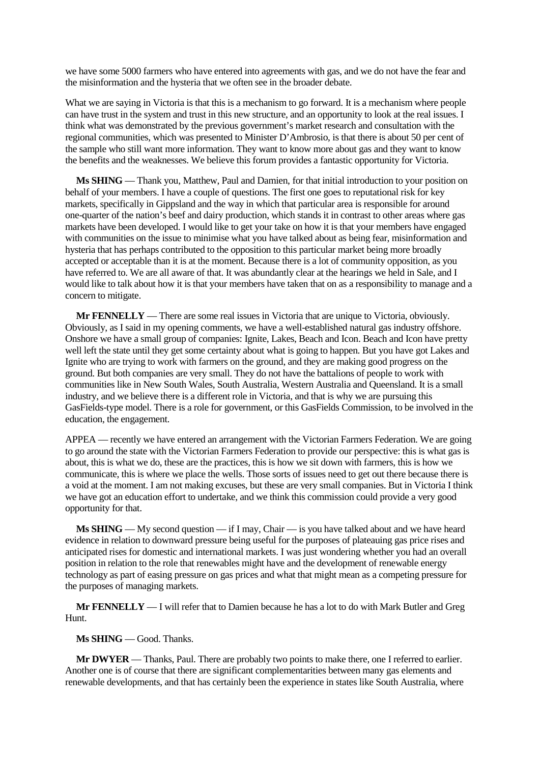we have some 5000 farmers who have entered into agreements with gas, and we do not have the fear and the misinformation and the hysteria that we often see in the broader debate.

What we are saying in Victoria is that this is a mechanism to go forward. It is a mechanism where people can have trust in the system and trust in this new structure, and an opportunity to look at the real issues. I think what was demonstrated by the previous government's market research and consultation with the regional communities, which was presented to Minister D'Ambrosio, is that there is about 50 per cent of the sample who still want more information. They want to know more about gas and they want to know the benefits and the weaknesses. We believe this forum provides a fantastic opportunity for Victoria.

**Ms SHING** — Thank you, Matthew, Paul and Damien, for that initial introduction to your position on behalf of your members. I have a couple of questions. The first one goes to reputational risk for key markets, specifically in Gippsland and the way in which that particular area is responsible for around one-quarter of the nation's beef and dairy production, which stands it in contrast to other areas where gas markets have been developed. I would like to get your take on how it is that your members have engaged with communities on the issue to minimise what you have talked about as being fear, misinformation and hysteria that has perhaps contributed to the opposition to this particular market being more broadly accepted or acceptable than it is at the moment. Because there is a lot of community opposition, as you have referred to. We are all aware of that. It was abundantly clear at the hearings we held in Sale, and I would like to talk about how it is that your members have taken that on as a responsibility to manage and a concern to mitigate.

**Mr FENNELLY** — There are some real issues in Victoria that are unique to Victoria, obviously. Obviously, as I said in my opening comments, we have a well-established natural gas industry offshore. Onshore we have a small group of companies: Ignite, Lakes, Beach and Icon. Beach and Icon have pretty well left the state until they get some certainty about what is going to happen. But you have got Lakes and Ignite who are trying to work with farmers on the ground, and they are making good progress on the ground. But both companies are very small. They do not have the battalions of people to work with communities like in New South Wales, South Australia, Western Australia and Queensland. It is a small industry, and we believe there is a different role in Victoria, and that is why we are pursuing this GasFields-type model. There is a role for government, or this GasFields Commission, to be involved in the education, the engagement.

APPEA — recently we have entered an arrangement with the Victorian Farmers Federation. We are going to go around the state with the Victorian Farmers Federation to provide our perspective: this is what gas is about, this is what we do, these are the practices, this is how we sit down with farmers, this is how we communicate, this is where we place the wells. Those sorts of issues need to get out there because there is a void at the moment. I am not making excuses, but these are very small companies. But in Victoria I think we have got an education effort to undertake, and we think this commission could provide a very good opportunity for that.

**Ms SHING** — My second question — if I may, Chair — is you have talked about and we have heard evidence in relation to downward pressure being useful for the purposes of plateauing gas price rises and anticipated rises for domestic and international markets. I was just wondering whether you had an overall position in relation to the role that renewables might have and the development of renewable energy technology as part of easing pressure on gas prices and what that might mean as a competing pressure for the purposes of managing markets.

**Mr FENNELLY** — I will refer that to Damien because he has a lot to do with Mark Butler and Greg Hunt.

**Ms SHING** — Good. Thanks.

**Mr DWYER** — Thanks, Paul. There are probably two points to make there, one I referred to earlier. Another one is of course that there are significant complementarities between many gas elements and renewable developments, and that has certainly been the experience in states like South Australia, where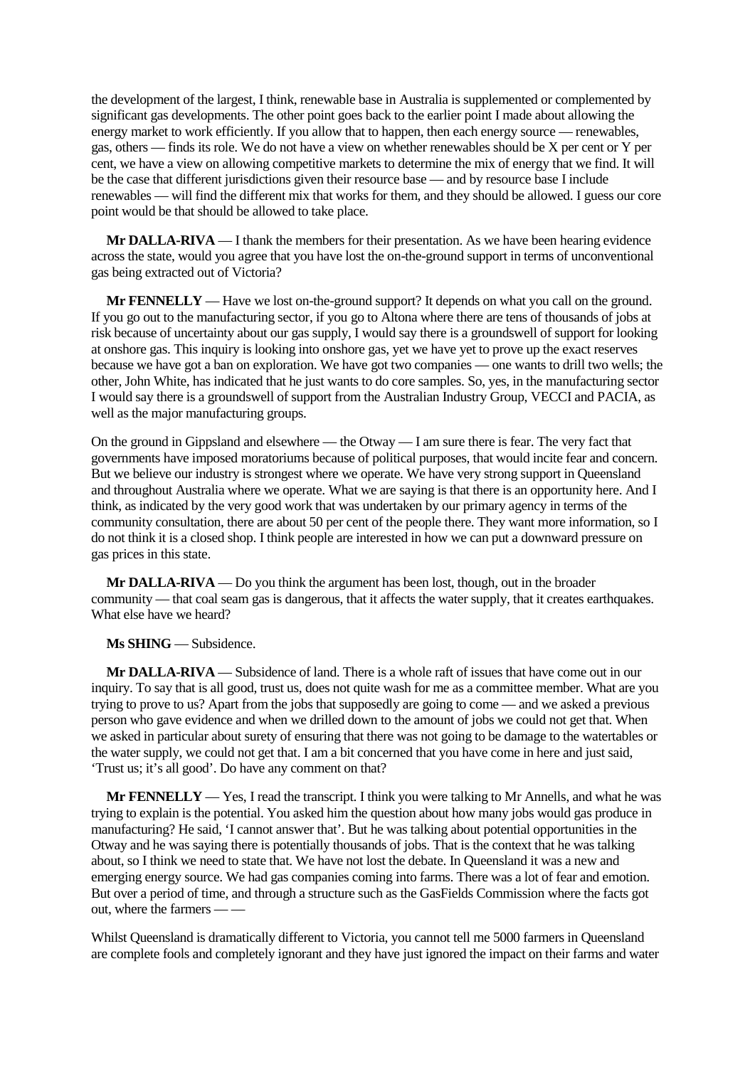the development of the largest, I think, renewable base in Australia is supplemented or complemented by significant gas developments. The other point goes back to the earlier point I made about allowing the energy market to work efficiently. If you allow that to happen, then each energy source — renewables, gas, others — finds its role. We do not have a view on whether renewables should be X per cent or Y per cent, we have a view on allowing competitive markets to determine the mix of energy that we find. It will be the case that different jurisdictions given their resource base — and by resource base I include renewables — will find the different mix that works for them, and they should be allowed. I guess our core point would be that should be allowed to take place.

**Mr DALLA-RIVA** — I thank the members for their presentation. As we have been hearing evidence across the state, would you agree that you have lost the on-the-ground support in terms of unconventional gas being extracted out of Victoria?

**Mr FENNELLY** — Have we lost on-the-ground support? It depends on what you call on the ground. If you go out to the manufacturing sector, if you go to Altona where there are tens of thousands of jobs at risk because of uncertainty about our gas supply, I would say there is a groundswell of support for looking at onshore gas. This inquiry is looking into onshore gas, yet we have yet to prove up the exact reserves because we have got a ban on exploration. We have got two companies — one wants to drill two wells; the other, John White, has indicated that he just wants to do core samples. So, yes, in the manufacturing sector I would say there is a groundswell of support from the Australian Industry Group, VECCI and PACIA, as well as the major manufacturing groups.

On the ground in Gippsland and elsewhere — the Otway — I am sure there is fear. The very fact that governments have imposed moratoriums because of political purposes, that would incite fear and concern. But we believe our industry is strongest where we operate. We have very strong support in Queensland and throughout Australia where we operate. What we are saying is that there is an opportunity here. And I think, as indicated by the very good work that was undertaken by our primary agency in terms of the community consultation, there are about 50 per cent of the people there. They want more information, so I do not think it is a closed shop. I think people are interested in how we can put a downward pressure on gas prices in this state.

**Mr DALLA-RIVA** — Do you think the argument has been lost, though, out in the broader community — that coal seam gas is dangerous, that it affects the water supply, that it creates earthquakes. What else have we heard?

**Ms SHING** — Subsidence.

**Mr DALLA-RIVA** — Subsidence of land. There is a whole raft of issues that have come out in our inquiry. To say that is all good, trust us, does not quite wash for me as a committee member. What are you trying to prove to us? Apart from the jobs that supposedly are going to come — and we asked a previous person who gave evidence and when we drilled down to the amount of jobs we could not get that. When we asked in particular about surety of ensuring that there was not going to be damage to the watertables or the water supply, we could not get that. I am a bit concerned that you have come in here and just said, 'Trust us; it's all good'. Do have any comment on that?

**Mr FENNELLY** — Yes, I read the transcript. I think you were talking to Mr Annells, and what he was trying to explain is the potential. You asked him the question about how many jobs would gas produce in manufacturing? He said, 'I cannot answer that'. But he was talking about potential opportunities in the Otway and he was saying there is potentially thousands of jobs. That is the context that he was talking about, so I think we need to state that. We have not lost the debate. In Queensland it was a new and emerging energy source. We had gas companies coming into farms. There was a lot of fear and emotion. But over a period of time, and through a structure such as the GasFields Commission where the facts got out, where the farmers — —

Whilst Queensland is dramatically different to Victoria, you cannot tell me 5000 farmers in Queensland are complete fools and completely ignorant and they have just ignored the impact on their farms and water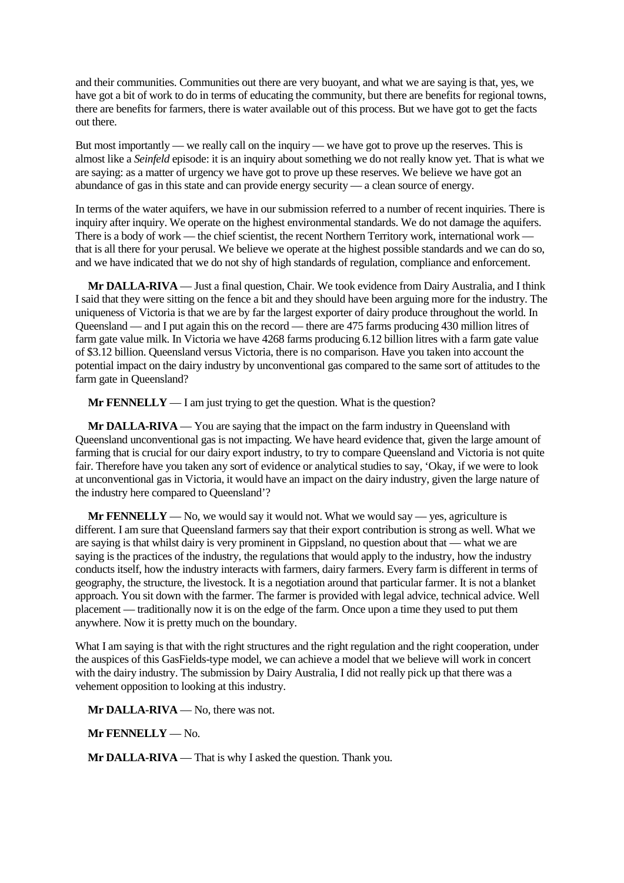and their communities. Communities out there are very buoyant, and what we are saying is that, yes, we have got a bit of work to do in terms of educating the community, but there are benefits for regional towns, there are benefits for farmers, there is water available out of this process. But we have got to get the facts out there.

But most importantly — we really call on the inquiry — we have got to prove up the reserves. This is almost like a *Seinfeld* episode: it is an inquiry about something we do not really know yet. That is what we are saying: as a matter of urgency we have got to prove up these reserves. We believe we have got an abundance of gas in this state and can provide energy security — a clean source of energy.

In terms of the water aquifers, we have in our submission referred to a number of recent inquiries. There is inquiry after inquiry. We operate on the highest environmental standards. We do not damage the aquifers. There is a body of work — the chief scientist, the recent Northern Territory work, international work — that is all there for your perusal. We believe we operate at the highest possible standards and we can do so, and we have indicated that we do not shy of high standards of regulation, compliance and enforcement.

**Mr DALLA-RIVA** — Just a final question, Chair. We took evidence from Dairy Australia, and I think I said that they were sitting on the fence a bit and they should have been arguing more for the industry. The uniqueness of Victoria is that we are by far the largest exporter of dairy produce throughout the world. In Queensland — and I put again this on the record — there are 475 farms producing 430 million litres of farm gate value milk. In Victoria we have 4268 farms producing 6.12 billion litres with a farm gate value of $3.12 billion. Queensland versus Victoria, there is no comparison. Have you taken into account the potential impact on the dairy industry by unconventional gas compared to the same sort of attitudes to the farm gate in Queensland?

**Mr FENNELLY** — I am just trying to get the question. What is the question?

**Mr DALLA-RIVA** — You are saying that the impact on the farm industry in Queensland with Queensland unconventional gas is not impacting. We have heard evidence that, given the large amount of farming that is crucial for our dairy export industry, to try to compare Queensland and Victoria is not quite fair. Therefore have you taken any sort of evidence or analytical studies to say, 'Okay, if we were to look at unconventional gas in Victoria, it would have an impact on the dairy industry, given the large nature of the industry here compared to Queensland'?

**Mr FENNELLY** — No, we would say it would not. What we would say — yes, agriculture is different. I am sure that Queensland farmers say that their export contribution is strong as well. What we are saying is that whilst dairy is very prominent in Gippsland, no question about that — what we are saying is the practices of the industry, the regulations that would apply to the industry, how the industry conducts itself, how the industry interacts with farmers, dairy farmers. Every farm is different in terms of geography, the structure, the livestock. It is a negotiation around that particular farmer. It is not a blanket approach. You sit down with the farmer. The farmer is provided with legal advice, technical advice. Well placement — traditionally now it is on the edge of the farm. Once upon a time they used to put them anywhere. Now it is pretty much on the boundary.

What I am saying is that with the right structures and the right regulation and the right cooperation, under the auspices of this GasFields-type model, we can achieve a model that we believe will work in concert with the dairy industry. The submission by Dairy Australia, I did not really pick up that there was a vehement opposition to looking at this industry.

**Mr DALLA-RIVA** — No, there was not.

**Mr FENNELLY** — No.

**Mr DALLA-RIVA** — That is why I asked the question. Thank you.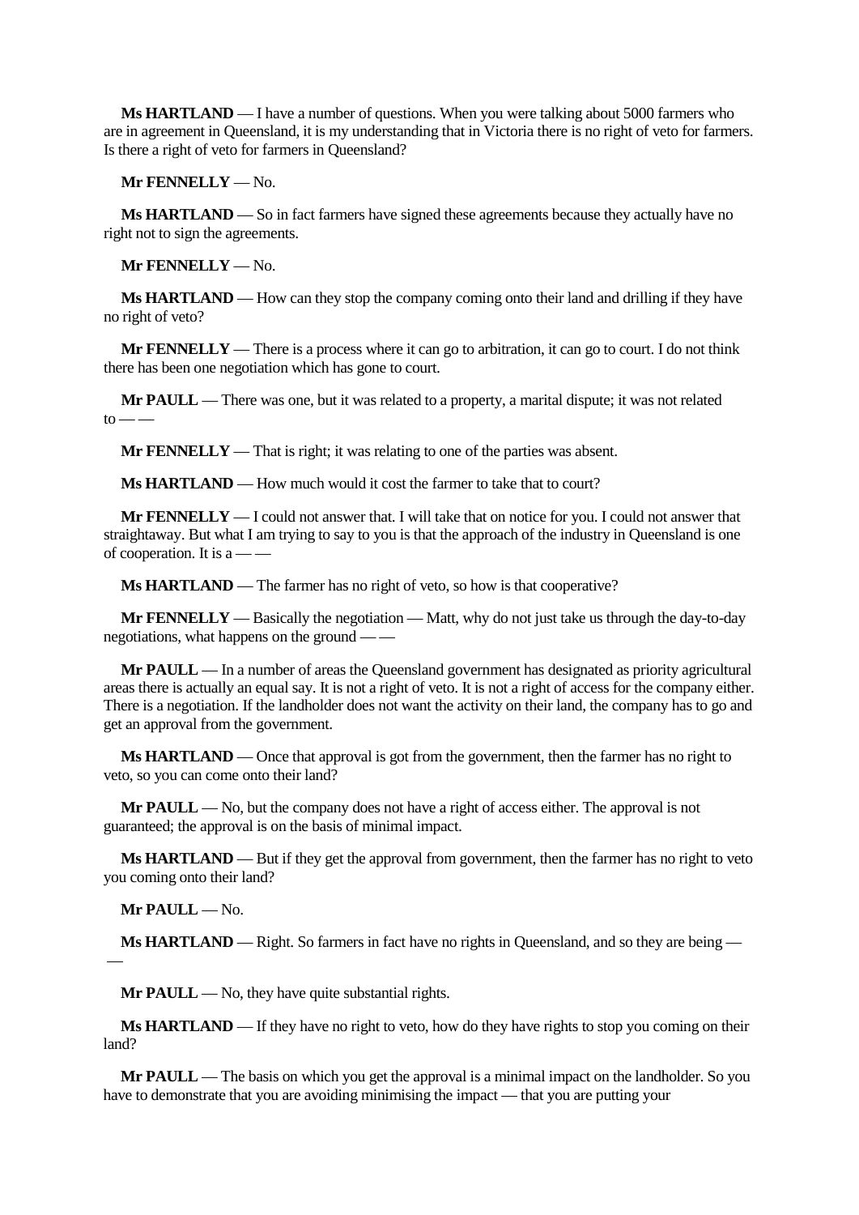**Ms HARTLAND** — I have a number of questions. When you were talking about 5000 farmers who are in agreement in Queensland, it is my understanding that in Victoria there is no right of veto for farmers. Is there a right of veto for farmers in Queensland?

**Mr FENNELLY** — No.

**Ms HARTLAND** — So in fact farmers have signed these agreements because they actually have no right not to sign the agreements.

**Mr FENNELLY** — No.

**Ms HARTLAND** — How can they stop the company coming onto their land and drilling if they have no right of veto?

**Mr FENNELLY** — There is a process where it can go to arbitration, it can go to court. I do not think there has been one negotiation which has gone to court.

**Mr PAULL** — There was one, but it was related to a property, a marital dispute; it was not related to — —

**Mr FENNELLY** — That is right; it was relating to one of the parties was absent.

**Ms HARTLAND** — How much would it cost the farmer to take that to court?

**Mr FENNELLY** — I could not answer that. I will take that on notice for you. I could not answer that straightaway. But what I am trying to say to you is that the approach of the industry in Queensland is one of cooperation. It is a — —

**Ms HARTLAND** — The farmer has no right of veto, so how is that cooperative?

**Mr FENNELLY** — Basically the negotiation — Matt, why do not just take us through the day-to-day negotiations, what happens on the ground — —

**Mr PAULL** — In a number of areas the Queensland government has designated as priority agricultural areas there is actually an equal say. It is not a right of veto. It is not a right of access for the company either. There is a negotiation. If the landholder does not want the activity on their land, the company has to go and get an approval from the government.

**Ms HARTLAND** — Once that approval is got from the government, then the farmer has no right to veto, so you can come onto their land?

**Mr PAULL** — No, but the company does not have a right of access either. The approval is not guaranteed; the approval is on the basis of minimal impact.

**Ms HARTLAND** — But if they get the approval from government, then the farmer has no right to veto you coming onto their land?

**Mr PAULL** — No.

**Ms HARTLAND** — Right. So farmers in fact have no rights in Queensland, and so they are being — —

**Mr PAULL** — No, they have quite substantial rights.

**Ms HARTLAND** — If they have no right to veto, how do they have rights to stop you coming on their land?

**Mr PAULL** — The basis on which you get the approval is a minimal impact on the landholder. So you have to demonstrate that you are avoiding minimising the impact — that you are putting your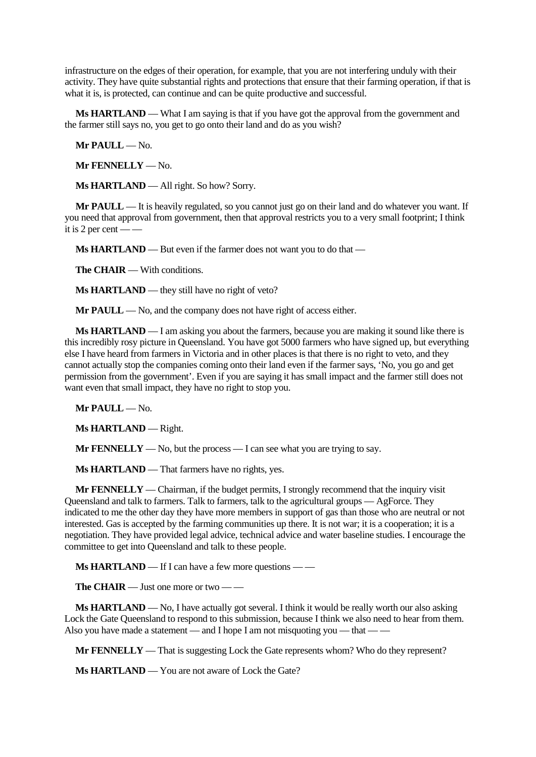infrastructure on the edges of their operation, for example, that you are not interfering unduly with their activity. They have quite substantial rights and protections that ensure that their farming operation, if that is what it is, is protected, can continue and can be quite productive and successful.

**Ms HARTLAND** — What I am saying is that if you have got the approval from the government and the farmer still says no, you get to go onto their land and do as you wish?

**Mr PAULL** — No.

**Mr FENNELLY** — No.

**Ms HARTLAND** — All right. So how? Sorry.

**Mr PAULL** — It is heavily regulated, so you cannot just go on their land and do whatever you want. If you need that approval from government, then that approval restricts you to a very small footprint; I think it is 2 per cent — —

**Ms HARTLAND** — But even if the farmer does not want you to do that —

**The CHAIR** — With conditions.

**Ms HARTLAND** — they still have no right of veto?

**Mr PAULL** — No, and the company does not have right of access either.

**Ms HARTLAND** — I am asking you about the farmers, because you are making it sound like there is this incredibly rosy picture in Queensland. You have got 5000 farmers who have signed up, but everything else I have heard from farmers in Victoria and in other places is that there is no right to veto, and they cannot actually stop the companies coming onto their land even if the farmer says, 'No, you go and get permission from the government'. Even if you are saying it has small impact and the farmer still does not want even that small impact, they have no right to stop you.

**Mr PAULL** — No.

**Ms HARTLAND** — Right.

**Mr FENNELLY** — No, but the process — I can see what you are trying to say.

**Ms HARTLAND** — That farmers have no rights, yes.

**Mr FENNELLY** — Chairman, if the budget permits, I strongly recommend that the inquiry visit Queensland and talk to farmers. Talk to farmers, talk to the agricultural groups — AgForce. They indicated to me the other day they have more members in support of gas than those who are neutral or not interested. Gas is accepted by the farming communities up there. It is not war; it is a cooperation; it is a negotiation. They have provided legal advice, technical advice and water baseline studies. I encourage the committee to get into Queensland and talk to these people.

**Ms HARTLAND** — If I can have a few more questions — —

**The CHAIR** — Just one more or two — —

**Ms HARTLAND** — No, I have actually got several. I think it would be really worth our also asking Lock the Gate Queensland to respond to this submission, because I think we also need to hear from them. Also you have made a statement — and I hope I am not misquoting you — that — —

**Mr FENNELLY** — That is suggesting Lock the Gate represents whom? Who do they represent?

**Ms HARTLAND** — You are not aware of Lock the Gate?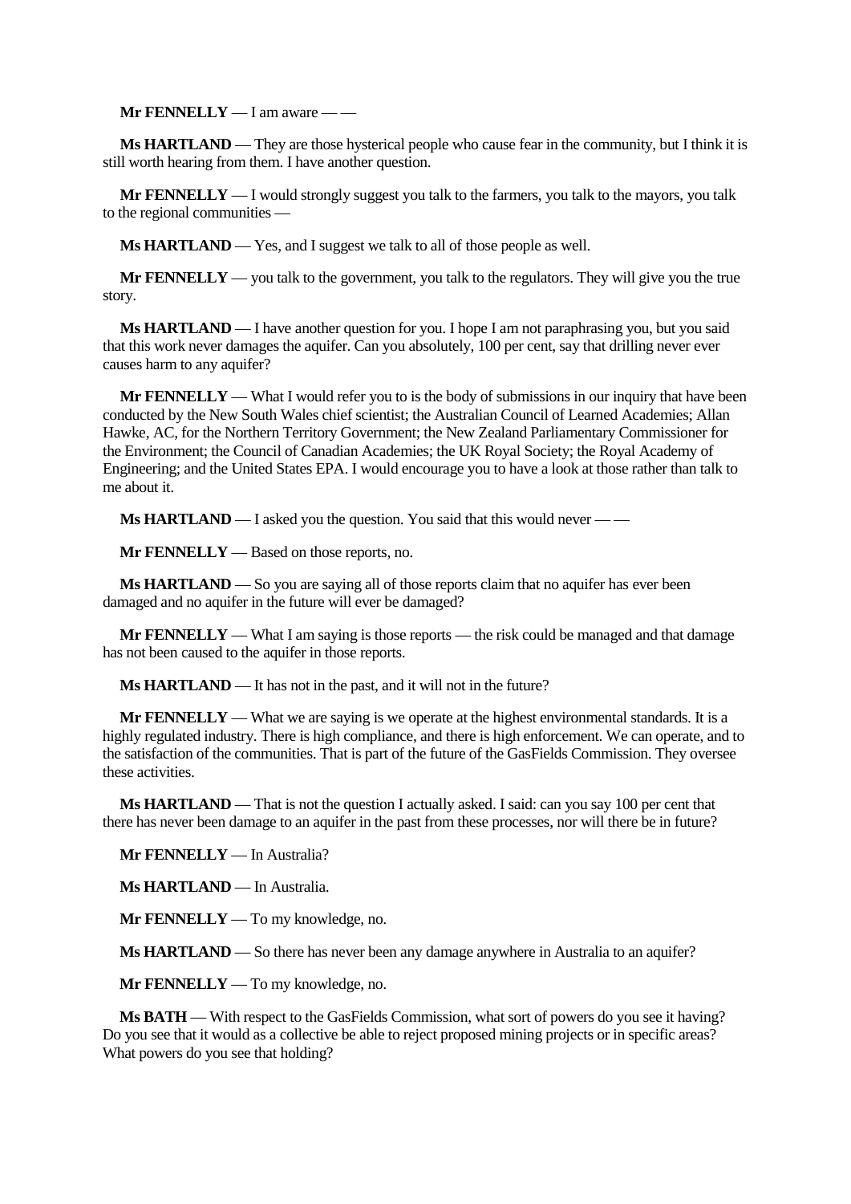**Mr FENNELLY** — I am aware — —

**Ms HARTLAND** — They are those hysterical people who cause fear in the community, but I think it is still worth hearing from them. I have another question.

**Mr FENNELLY** — I would strongly suggest you talk to the farmers, you talk to the mayors, you talk to the regional communities —

**Ms HARTLAND** — Yes, and I suggest we talk to all of those people as well.

**Mr FENNELLY** — you talk to the government, you talk to the regulators. They will give you the true story.

**Ms HARTLAND** — I have another question for you. I hope I am not paraphrasing you, but you said that this work never damages the aquifer. Can you absolutely, 100 per cent, say that drilling never ever causes harm to any aquifer?

**Mr FENNELLY** — What I would refer you to is the body of submissions in our inquiry that have been conducted by the New South Wales chief scientist; the Australian Council of Learned Academies; Allan Hawke, AC, for the Northern Territory Government; the New Zealand Parliamentary Commissioner for the Environment; the Council of Canadian Academies; the UK Royal Society; the Royal Academy of Engineering; and the United States EPA. I would encourage you to have a look at those rather than talk to me about it.

**Ms HARTLAND** — I asked you the question. You said that this would never — —

**Mr FENNELLY** — Based on those reports, no.

**Ms HARTLAND** — So you are saying all of those reports claim that no aquifer has ever been damaged and no aquifer in the future will ever be damaged?

**Mr FENNELLY** — What I am saying is those reports — the risk could be managed and that damage has not been caused to the aquifer in those reports.

**Ms HARTLAND** — It has not in the past, and it will not in the future?

**Mr FENNELLY** — What we are saying is we operate at the highest environmental standards. It is a highly regulated industry. There is high compliance, and there is high enforcement. We can operate, and to the satisfaction of the communities. That is part of the future of the GasFields Commission. They oversee these activities.

**Ms HARTLAND** — That is not the question I actually asked. I said: can you say 100 per cent that there has never been damage to an aquifer in the past from these processes, nor will there be in future?

**Mr FENNELLY** — In Australia?

**Ms HARTLAND** — In Australia.

**Mr FENNELLY** — To my knowledge, no.

**Ms HARTLAND** — So there has never been any damage anywhere in Australia to an aquifer?

**Mr FENNELLY** — To my knowledge, no.

**Ms BATH** — With respect to the GasFields Commission, what sort of powers do you see it having? Do you see that it would as a collective be able to reject proposed mining projects or in specific areas? What powers do you see that holding?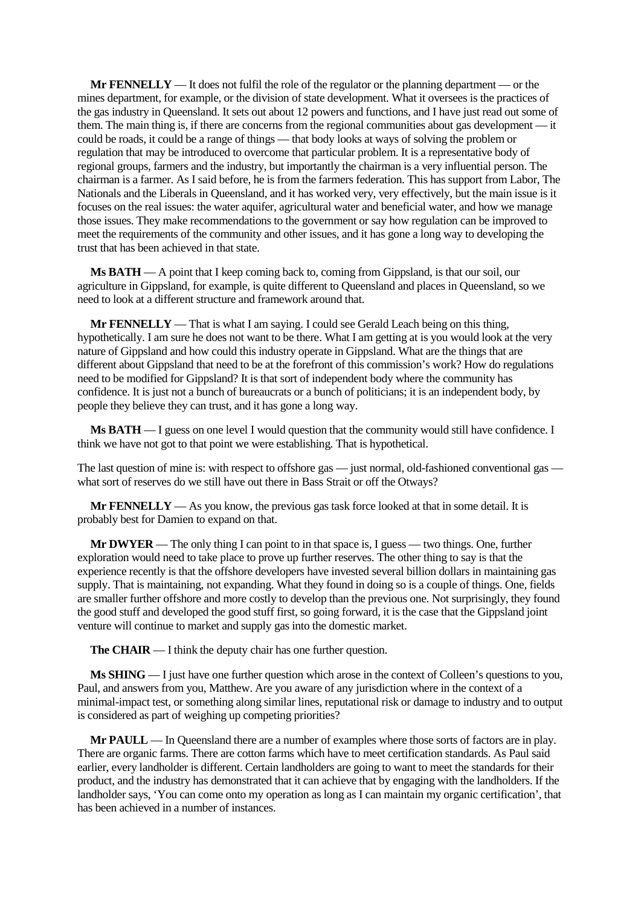**Mr FENNELLY** — It does not fulfil the role of the regulator or the planning department — or the mines department, for example, or the division of state development. What it oversees is the practices of the gas industry in Queensland. It sets out about 12 powers and functions, and I have just read out some of them. The main thing is, if there are concerns from the regional communities about gas development — it could be roads, it could be a range of things — that body looks at ways of solving the problem or regulation that may be introduced to overcome that particular problem. It is a representative body of regional groups, farmers and the industry, but importantly the chairman is a very influential person. The chairman is a farmer. As I said before, he is from the farmers federation. This has support from Labor, The Nationals and the Liberals in Queensland, and it has worked very, very effectively, but the main issue is it focuses on the real issues: the water aquifer, agricultural water and beneficial water, and how we manage those issues. They make recommendations to the government or say how regulation can be improved to meet the requirements of the community and other issues, and it has gone a long way to developing the trust that has been achieved in that state.

**Ms BATH** — A point that I keep coming back to, coming from Gippsland, is that our soil, our agriculture in Gippsland, for example, is quite different to Queensland and places in Queensland, so we need to look at a different structure and framework around that.

**Mr FENNELLY** — That is what I am saying. I could see Gerald Leach being on this thing, hypothetically. I am sure he does not want to be there. What I am getting at is you would look at the very nature of Gippsland and how could this industry operate in Gippsland. What are the things that are different about Gippsland that need to be at the forefront of this commission's work? How do regulations need to be modified for Gippsland? It is that sort of independent body where the community has confidence. It is just not a bunch of bureaucrats or a bunch of politicians; it is an independent body, by people they believe they can trust, and it has gone a long way.

**Ms BATH** — I guess on one level I would question that the community would still have confidence. I think we have not got to that point we were establishing. That is hypothetical.

The last question of mine is: with respect to offshore gas — just normal, old-fashioned conventional gas — what sort of reserves do we still have out there in Bass Strait or off the Otways?

**Mr FENNELLY** — As you know, the previous gas task force looked at that in some detail. It is probably best for Damien to expand on that.

**Mr DWYER** — The only thing I can point to in that space is, I guess — two things. One, further exploration would need to take place to prove up further reserves. The other thing to say is that the experience recently is that the offshore developers have invested several billion dollars in maintaining gas supply. That is maintaining, not expanding. What they found in doing so is a couple of things. One, fields are smaller further offshore and more costly to develop than the previous one. Not surprisingly, they found the good stuff and developed the good stuff first, so going forward, it is the case that the Gippsland joint venture will continue to market and supply gas into the domestic market.

**The CHAIR** — I think the deputy chair has one further question.

**Ms SHING** — I just have one further question which arose in the context of Colleen's questions to you, Paul, and answers from you, Matthew. Are you aware of any jurisdiction where in the context of a minimal-impact test, or something along similar lines, reputational risk or damage to industry and to output is considered as part of weighing up competing priorities?

**Mr PAULL** — In Queensland there are a number of examples where those sorts of factors are in play. There are organic farms. There are cotton farms which have to meet certification standards. As Paul said earlier, every landholder is different. Certain landholders are going to want to meet the standards for their product, and the industry has demonstrated that it can achieve that by engaging with the landholders. If the landholder says, 'You can come onto my operation as long as I can maintain my organic certification', that has been achieved in a number of instances.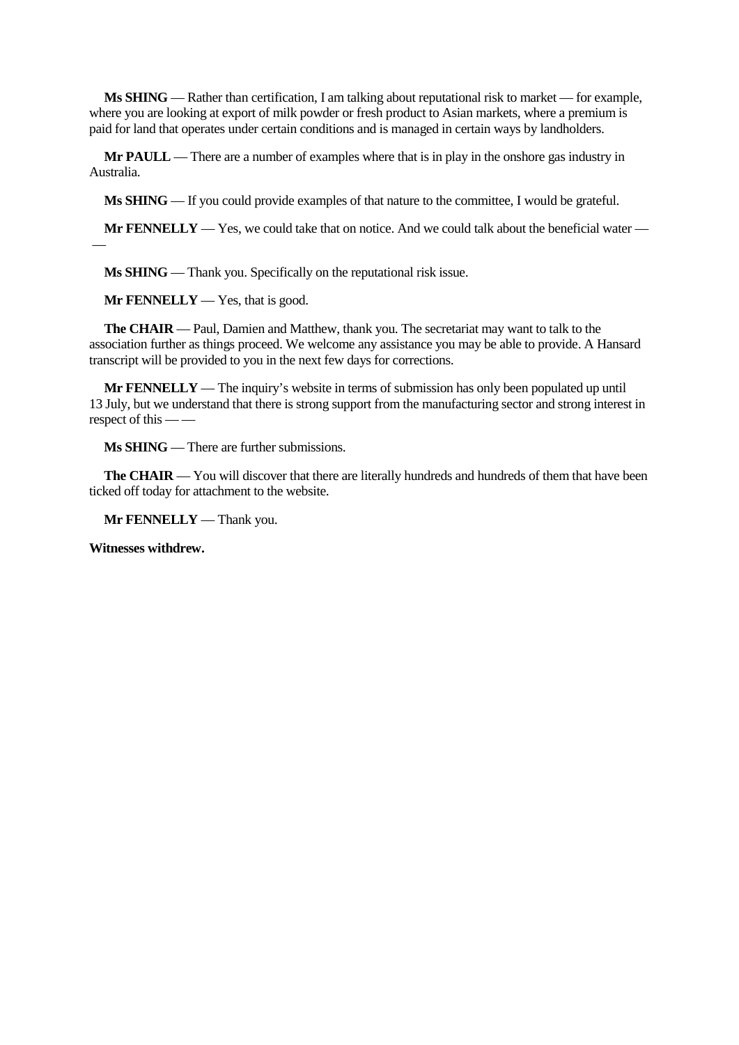**Ms SHING** — Rather than certification, I am talking about reputational risk to market — for example, where you are looking at export of milk powder or fresh product to Asian markets, where a premium is paid for land that operates under certain conditions and is managed in certain ways by landholders.

**Mr PAULL** — There are a number of examples where that is in play in the onshore gas industry in Australia.

**Ms SHING** — If you could provide examples of that nature to the committee, I would be grateful.

**Mr FENNELLY** — Yes, we could take that on notice. And we could talk about the beneficial water — —

**Ms SHING** — Thank you. Specifically on the reputational risk issue.

**Mr FENNELLY** — Yes, that is good.

**The CHAIR** — Paul, Damien and Matthew, thank you. The secretariat may want to talk to the association further as things proceed. We welcome any assistance you may be able to provide. A Hansard transcript will be provided to you in the next few days for corrections.

**Mr FENNELLY** — The inquiry's website in terms of submission has only been populated up until 13 July, but we understand that there is strong support from the manufacturing sector and strong interest in respect of this — —

**Ms SHING** — There are further submissions.

**The CHAIR** — You will discover that there are literally hundreds and hundreds of them that have been ticked off today for attachment to the website.

**Mr FENNELLY** — Thank you.

**Witnesses withdrew.**